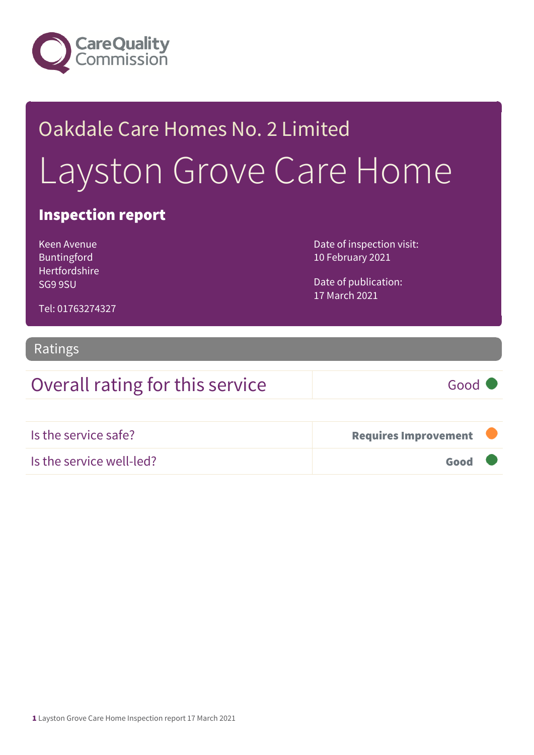Oakdale Care Homes No. 2 Limited

# Layston Grove Care Home

## Inspection report

Keen Avenue
Buntingford
Hertfordshire
SG9 9SU

Tel: 01763274327

Date of inspection visit:
10 February 2021

Date of publication:
17 March 2021

## Ratings

| Overall rating for this service | Good |
|---|---|

| Is the service safe? | Requires Improvement |
|---|---|
| Is the service well-led? | Good |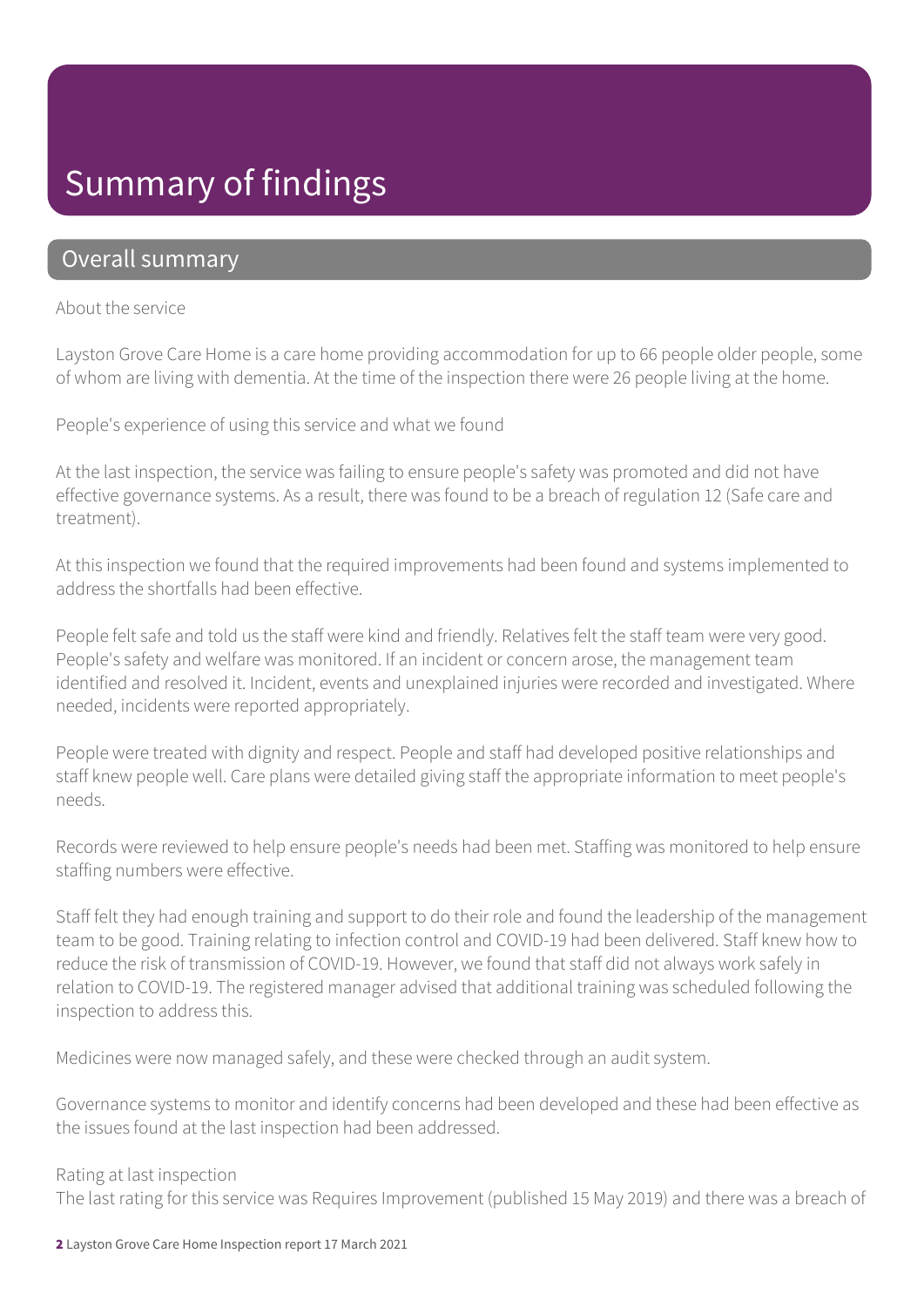# Summary of findings

## Overall summary

About the service

Layston Grove Care Home is a care home providing accommodation for up to 66 people older people, some of whom are living with dementia. At the time of the inspection there were 26 people living at the home.

People's experience of using this service and what we found

At the last inspection, the service was failing to ensure people's safety was promoted and did not have effective governance systems. As a result, there was found to be a breach of regulation 12 (Safe care and treatment).

At this inspection we found that the required improvements had been found and systems implemented to address the shortfalls had been effective.

People felt safe and told us the staff were kind and friendly. Relatives felt the staff team were very good. People's safety and welfare was monitored. If an incident or concern arose, the management team identified and resolved it. Incident, events and unexplained injuries were recorded and investigated. Where needed, incidents were reported appropriately.

People were treated with dignity and respect. People and staff had developed positive relationships and staff knew people well. Care plans were detailed giving staff the appropriate information to meet people's needs.

Records were reviewed to help ensure people's needs had been met. Staffing was monitored to help ensure staffing numbers were effective.

Staff felt they had enough training and support to do their role and found the leadership of the management team to be good. Training relating to infection control and COVID-19 had been delivered. Staff knew how to reduce the risk of transmission of COVID-19. However, we found that staff did not always work safely in relation to COVID-19. The registered manager advised that additional training was scheduled following the inspection to address this.

Medicines were now managed safely, and these were checked through an audit system.

Governance systems to monitor and identify concerns had been developed and these had been effective as the issues found at the last inspection had been addressed.

Rating at last inspection
The last rating for this service was Requires Improvement (published 15 May 2019) and there was a breach of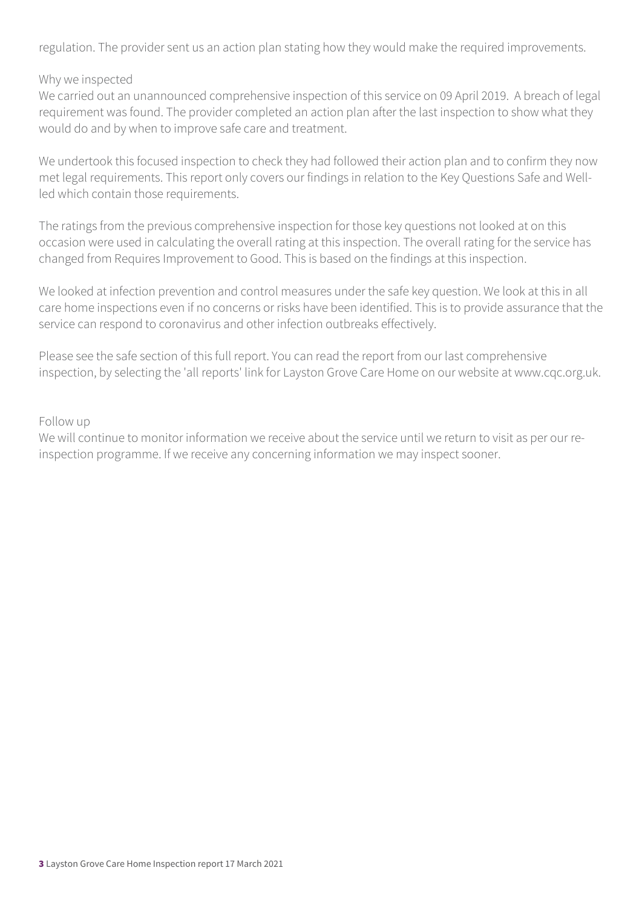regulation. The provider sent us an action plan stating how they would make the required improvements.

Why we inspected

We carried out an unannounced comprehensive inspection of this service on 09 April 2019. A breach of legal requirement was found. The provider completed an action plan after the last inspection to show what they would do and by when to improve safe care and treatment.

We undertook this focused inspection to check they had followed their action plan and to confirm they now met legal requirements. This report only covers our findings in relation to the Key Questions Safe and Well-led which contain those requirements.

The ratings from the previous comprehensive inspection for those key questions not looked at on this occasion were used in calculating the overall rating at this inspection. The overall rating for the service has changed from Requires Improvement to Good. This is based on the findings at this inspection.

We looked at infection prevention and control measures under the safe key question. We look at this in all care home inspections even if no concerns or risks have been identified. This is to provide assurance that the service can respond to coronavirus and other infection outbreaks effectively.

Please see the safe section of this full report. You can read the report from our last comprehensive inspection, by selecting the 'all reports' link for Layston Grove Care Home on our website at www.cqc.org.uk.

Follow up

We will continue to monitor information we receive about the service until we return to visit as per our re-inspection programme. If we receive any concerning information we may inspect sooner.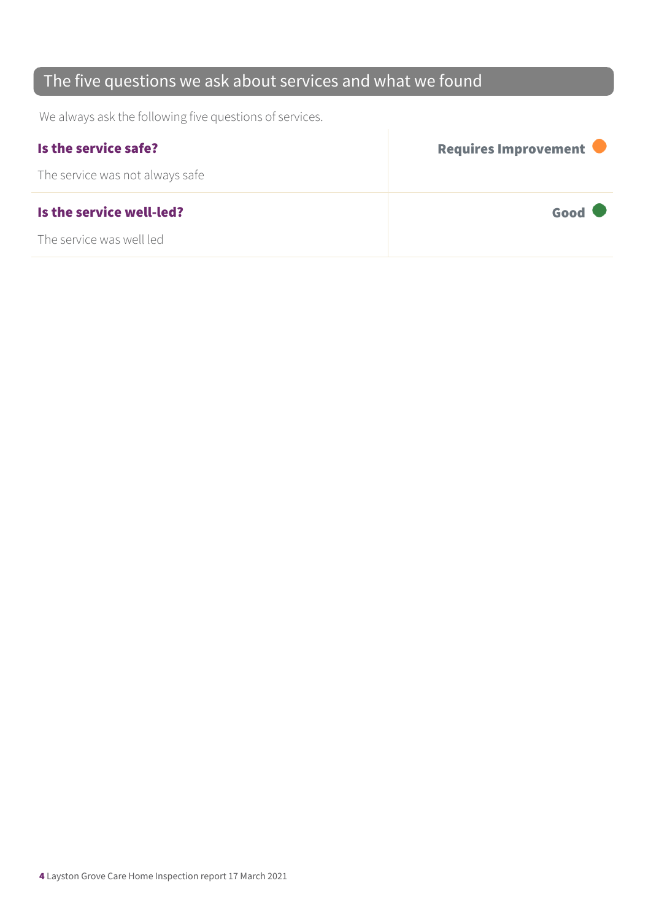## The five questions we ask about services and what we found

We always ask the following five questions of services.

| | |
|---|---|
| **Is the service safe?**<br>The service was not always safe | **Requires Improvement** |
| **Is the service well-led?**<br>The service was well led | **Good** |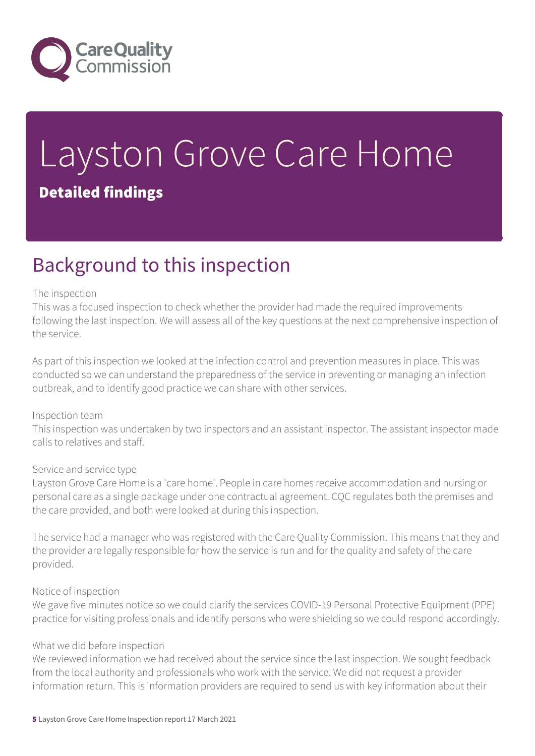# Layston Grove Care Home

**Detailed findings**

## Background to this inspection

The inspection
This was a focused inspection to check whether the provider had made the required improvements following the last inspection. We will assess all of the key questions at the next comprehensive inspection of the service.

As part of this inspection we looked at the infection control and prevention measures in place. This was conducted so we can understand the preparedness of the service in preventing or managing an infection outbreak, and to identify good practice we can share with other services.

Inspection team
This inspection was undertaken by two inspectors and an assistant inspector. The assistant inspector made calls to relatives and staff.

Service and service type
Layston Grove Care Home is a 'care home'. People in care homes receive accommodation and nursing or personal care as a single package under one contractual agreement. CQC regulates both the premises and the care provided, and both were looked at during this inspection.

The service had a manager who was registered with the Care Quality Commission. This means that they and the provider are legally responsible for how the service is run and for the quality and safety of the care provided.

Notice of inspection
We gave five minutes notice so we could clarify the services COVID-19 Personal Protective Equipment (PPE) practice for visiting professionals and identify persons who were shielding so we could respond accordingly.

What we did before inspection
We reviewed information we had received about the service since the last inspection. We sought feedback from the local authority and professionals who work with the service. We did not request a provider information return. This is information providers are required to send us with key information about their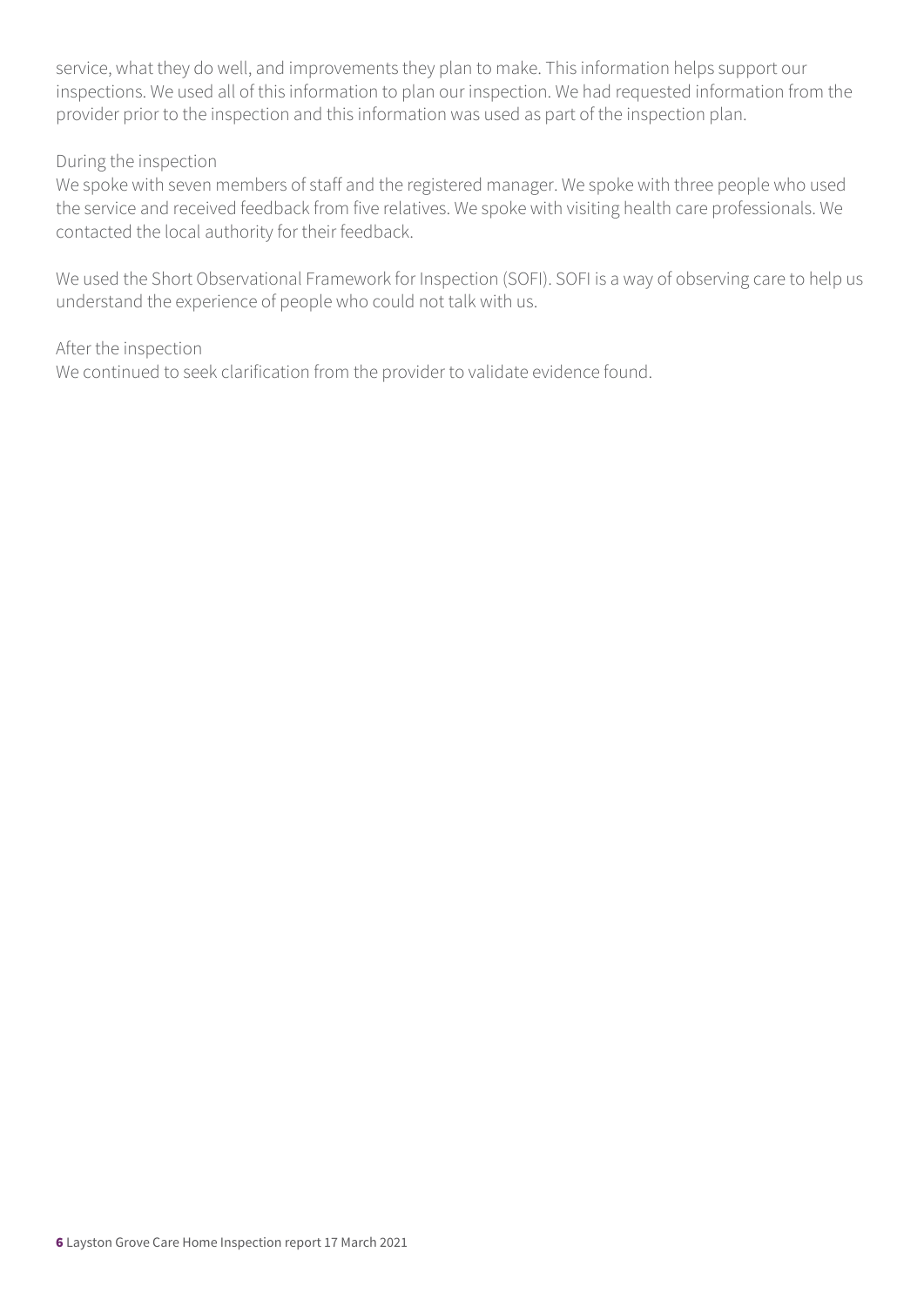service, what they do well, and improvements they plan to make. This information helps support our inspections. We used all of this information to plan our inspection. We had requested information from the provider prior to the inspection and this information was used as part of the inspection plan.

During the inspection
We spoke with seven members of staff and the registered manager. We spoke with three people who used the service and received feedback from five relatives. We spoke with visiting health care professionals. We contacted the local authority for their feedback.

We used the Short Observational Framework for Inspection (SOFI). SOFI is a way of observing care to help us understand the experience of people who could not talk with us.

After the inspection
We continued to seek clarification from the provider to validate evidence found.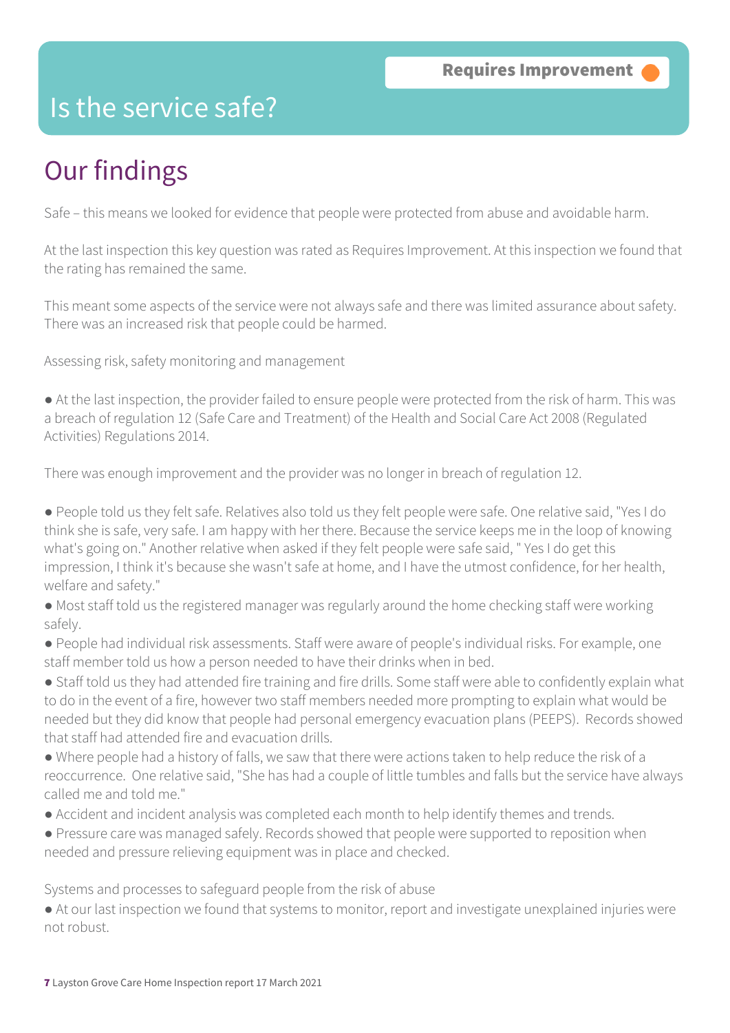# Is the service safe?

**Requires Improvement**

## Our findings

Safe – this means we looked for evidence that people were protected from abuse and avoidable harm.

At the last inspection this key question was rated as Requires Improvement. At this inspection we found that the rating has remained the same.

This meant some aspects of the service were not always safe and there was limited assurance about safety. There was an increased risk that people could be harmed.

Assessing risk, safety monitoring and management

- At the last inspection, the provider failed to ensure people were protected from the risk of harm. This was a breach of regulation 12 (Safe Care and Treatment) of the Health and Social Care Act 2008 (Regulated Activities) Regulations 2014.

There was enough improvement and the provider was no longer in breach of regulation 12.

- People told us they felt safe. Relatives also told us they felt people were safe. One relative said, "Yes I do think she is safe, very safe. I am happy with her there. Because the service keeps me in the loop of knowing what's going on." Another relative when asked if they felt people were safe said, " Yes I do get this impression, I think it's because she wasn't safe at home, and I have the utmost confidence, for her health, welfare and safety."
- Most staff told us the registered manager was regularly around the home checking staff were working safely.
- People had individual risk assessments. Staff were aware of people's individual risks. For example, one staff member told us how a person needed to have their drinks when in bed.
- Staff told us they had attended fire training and fire drills. Some staff were able to confidently explain what to do in the event of a fire, however two staff members needed more prompting to explain what would be needed but they did know that people had personal emergency evacuation plans (PEEPS). Records showed that staff had attended fire and evacuation drills.
- Where people had a history of falls, we saw that there were actions taken to help reduce the risk of a reoccurrence. One relative said, "She has had a couple of little tumbles and falls but the service have always called me and told me."
- Accident and incident analysis was completed each month to help identify themes and trends.
- Pressure care was managed safely. Records showed that people were supported to reposition when needed and pressure relieving equipment was in place and checked.

Systems and processes to safeguard people from the risk of abuse

- At our last inspection we found that systems to monitor, report and investigate unexplained injuries were not robust.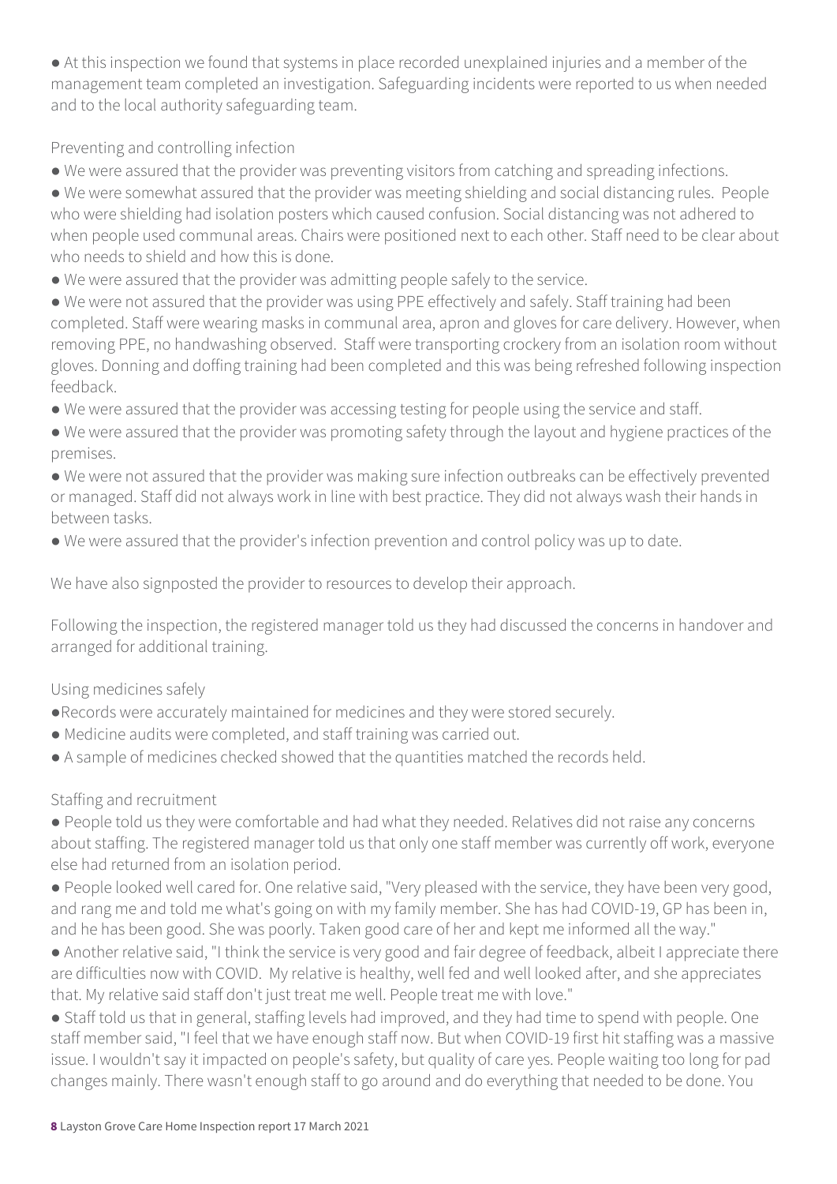- At this inspection we found that systems in place recorded unexplained injuries and a member of the management team completed an investigation. Safeguarding incidents were reported to us when needed and to the local authority safeguarding team.

Preventing and controlling infection

- We were assured that the provider was preventing visitors from catching and spreading infections.
- We were somewhat assured that the provider was meeting shielding and social distancing rules. People who were shielding had isolation posters which caused confusion. Social distancing was not adhered to when people used communal areas. Chairs were positioned next to each other. Staff need to be clear about who needs to shield and how this is done.
- We were assured that the provider was admitting people safely to the service.
- We were not assured that the provider was using PPE effectively and safely. Staff training had been completed. Staff were wearing masks in communal area, apron and gloves for care delivery. However, when removing PPE, no handwashing observed. Staff were transporting crockery from an isolation room without gloves. Donning and doffing training had been completed and this was being refreshed following inspection feedback.
- We were assured that the provider was accessing testing for people using the service and staff.
- We were assured that the provider was promoting safety through the layout and hygiene practices of the premises.
- We were not assured that the provider was making sure infection outbreaks can be effectively prevented or managed. Staff did not always work in line with best practice. They did not always wash their hands in between tasks.
- We were assured that the provider's infection prevention and control policy was up to date.

We have also signposted the provider to resources to develop their approach.

Following the inspection, the registered manager told us they had discussed the concerns in handover and arranged for additional training.

Using medicines safely

- Records were accurately maintained for medicines and they were stored securely.
- Medicine audits were completed, and staff training was carried out.
- A sample of medicines checked showed that the quantities matched the records held.

Staffing and recruitment

- People told us they were comfortable and had what they needed. Relatives did not raise any concerns about staffing. The registered manager told us that only one staff member was currently off work, everyone else had returned from an isolation period.
- People looked well cared for. One relative said, "Very pleased with the service, they have been very good, and rang me and told me what's going on with my family member. She has had COVID-19, GP has been in, and he has been good. She was poorly. Taken good care of her and kept me informed all the way."
- Another relative said, "I think the service is very good and fair degree of feedback, albeit I appreciate there are difficulties now with COVID. My relative is healthy, well fed and well looked after, and she appreciates that. My relative said staff don't just treat me well. People treat me with love."
- Staff told us that in general, staffing levels had improved, and they had time to spend with people. One staff member said, "I feel that we have enough staff now. But when COVID-19 first hit staffing was a massive issue. I wouldn't say it impacted on people's safety, but quality of care yes. People waiting too long for pad changes mainly. There wasn't enough staff to go around and do everything that needed to be done. You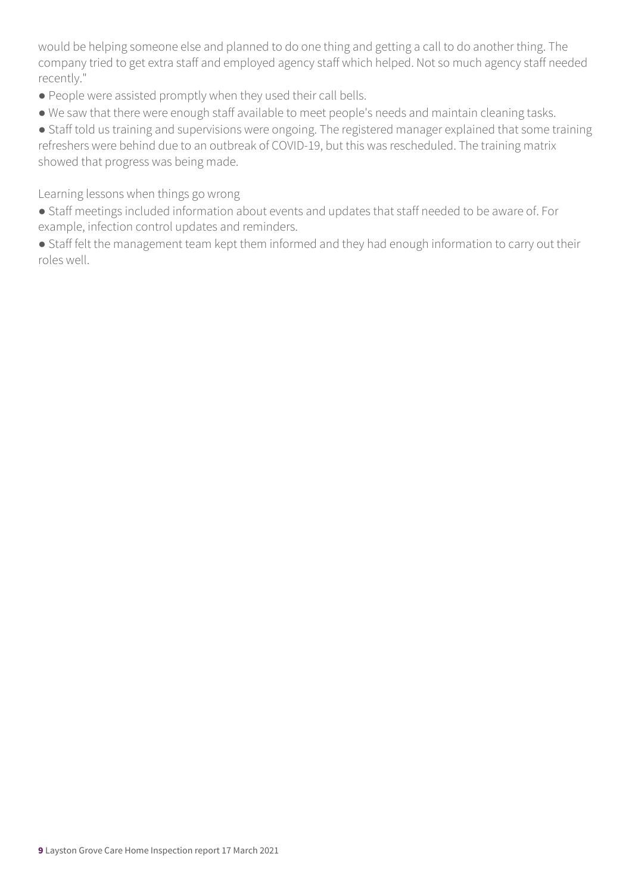would be helping someone else and planned to do one thing and getting a call to do another thing. The company tried to get extra staff and employed agency staff which helped. Not so much agency staff needed recently."

- People were assisted promptly when they used their call bells.
- We saw that there were enough staff available to meet people's needs and maintain cleaning tasks.
- Staff told us training and supervisions were ongoing. The registered manager explained that some training refreshers were behind due to an outbreak of COVID-19, but this was rescheduled. The training matrix showed that progress was being made.

Learning lessons when things go wrong

- Staff meetings included information about events and updates that staff needed to be aware of. For example, infection control updates and reminders.
- Staff felt the management team kept them informed and they had enough information to carry out their roles well.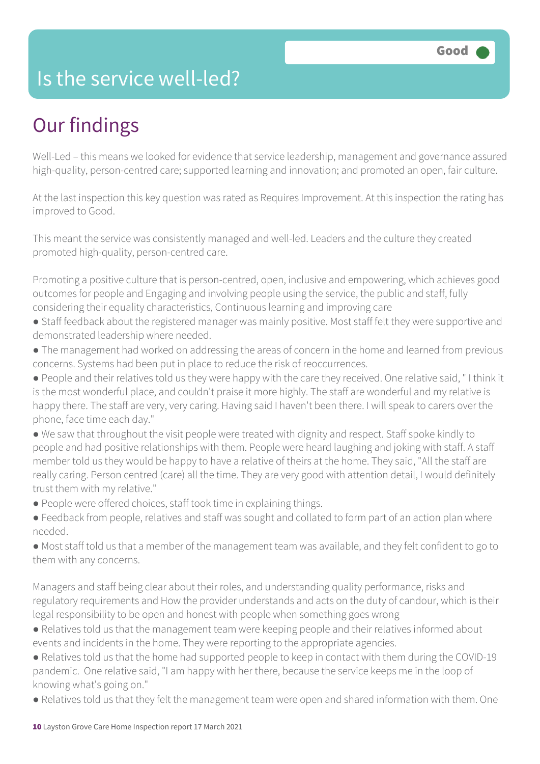# Is the service well-led?

**Good**

## Our findings

Well-Led – this means we looked for evidence that service leadership, management and governance assured high-quality, person-centred care; supported learning and innovation; and promoted an open, fair culture.

At the last inspection this key question was rated as Requires Improvement. At this inspection the rating has improved to Good.

This meant the service was consistently managed and well-led. Leaders and the culture they created promoted high-quality, person-centred care.

Promoting a positive culture that is person-centred, open, inclusive and empowering, which achieves good outcomes for people and Engaging and involving people using the service, the public and staff, fully considering their equality characteristics, Continuous learning and improving care

- Staff feedback about the registered manager was mainly positive. Most staff felt they were supportive and demonstrated leadership where needed.
- The management had worked on addressing the areas of concern in the home and learned from previous concerns. Systems had been put in place to reduce the risk of reoccurrences.
- People and their relatives told us they were happy with the care they received. One relative said, " I think it is the most wonderful place, and couldn't praise it more highly. The staff are wonderful and my relative is happy there. The staff are very, very caring. Having said I haven't been there. I will speak to carers over the phone, face time each day."
- We saw that throughout the visit people were treated with dignity and respect. Staff spoke kindly to people and had positive relationships with them. People were heard laughing and joking with staff. A staff member told us they would be happy to have a relative of theirs at the home. They said, "All the staff are really caring. Person centred (care) all the time. They are very good with attention detail, I would definitely trust them with my relative."
- People were offered choices, staff took time in explaining things.
- Feedback from people, relatives and staff was sought and collated to form part of an action plan where needed.
- Most staff told us that a member of the management team was available, and they felt confident to go to them with any concerns.

Managers and staff being clear about their roles, and understanding quality performance, risks and regulatory requirements and How the provider understands and acts on the duty of candour, which is their legal responsibility to be open and honest with people when something goes wrong

- Relatives told us that the management team were keeping people and their relatives informed about events and incidents in the home. They were reporting to the appropriate agencies.
- Relatives told us that the home had supported people to keep in contact with them during the COVID-19 pandemic. One relative said, "I am happy with her there, because the service keeps me in the loop of knowing what's going on."
- Relatives told us that they felt the management team were open and shared information with them. One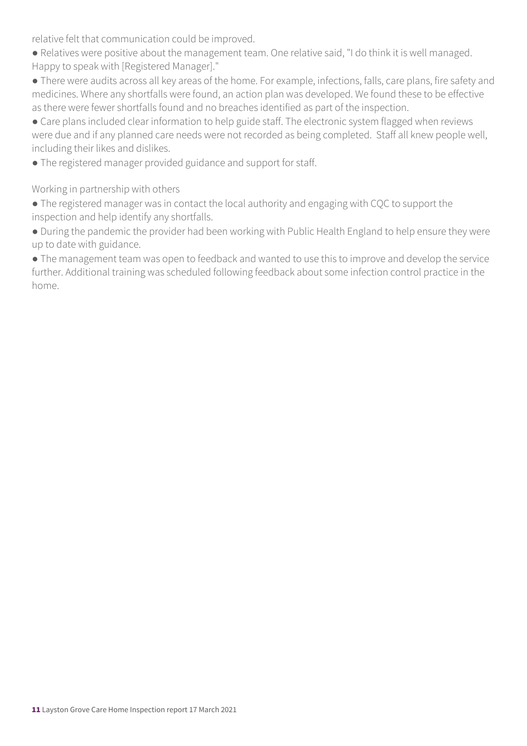relative felt that communication could be improved.

- Relatives were positive about the management team. One relative said, "I do think it is well managed. Happy to speak with [Registered Manager]."
- There were audits across all key areas of the home. For example, infections, falls, care plans, fire safety and medicines. Where any shortfalls were found, an action plan was developed. We found these to be effective as there were fewer shortfalls found and no breaches identified as part of the inspection.
- Care plans included clear information to help guide staff. The electronic system flagged when reviews were due and if any planned care needs were not recorded as being completed. Staff all knew people well, including their likes and dislikes.
- The registered manager provided guidance and support for staff.

Working in partnership with others

- The registered manager was in contact the local authority and engaging with CQC to support the inspection and help identify any shortfalls.
- During the pandemic the provider had been working with Public Health England to help ensure they were up to date with guidance.
- The management team was open to feedback and wanted to use this to improve and develop the service further. Additional training was scheduled following feedback about some infection control practice in the home.